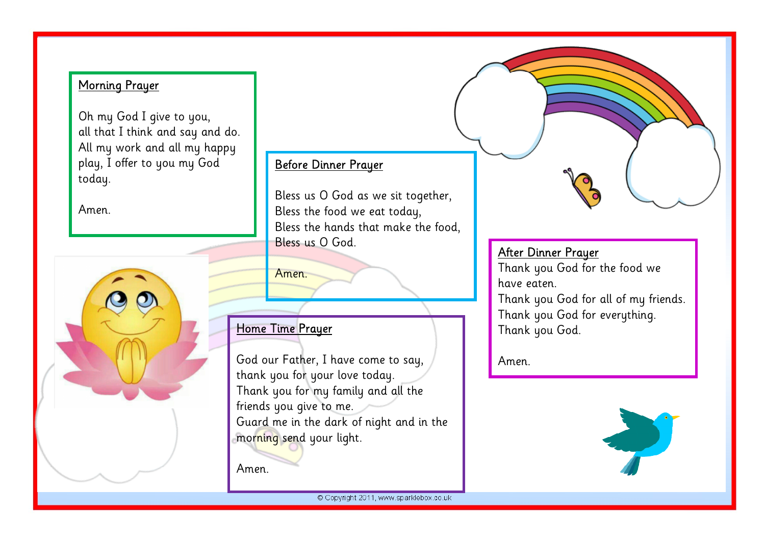## Morning Prayer

Oh my God I give to you,
all that I think and say and do.
All my work and all my happy play, I offer to you my God today.

Amen.

## Before Dinner Prayer

Bless us O God as we sit together,
Bless the food we eat today,
Bless the hands that make the food,
Bless us O God.

Amen.

## Home Time Prayer

God our Father, I have come to say,
thank you for your love today.
Thank you for my family and all the friends you give to me.
Guard me in the dark of night and in the morning send your light.

Amen.

## After Dinner Prayer

Thank you God for the food we have eaten.
Thank you God for all of my friends.
Thank you God for everything.
Thank you God.

Amen.

© Copyright 2011, www.sparklebox.co.uk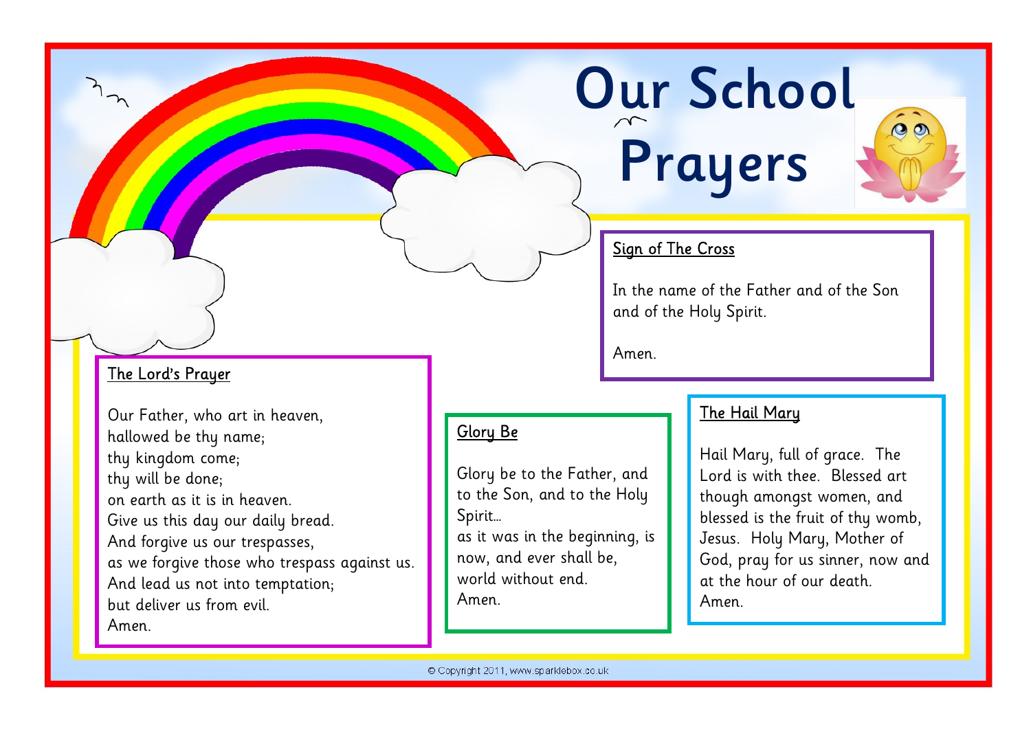# Our School Prayers

## Sign of The Cross

In the name of the Father and of the Son and of the Holy Spirit.

Amen.

## The Lord's Prayer

Our Father, who art in heaven,
hallowed be thy name;
thy kingdom come;
thy will be done;
on earth as it is in heaven.
Give us this day our daily bread.
And forgive us our trespasses,
as we forgive those who trespass against us.
And lead us not into temptation;
but deliver us from evil.
Amen.

## Glory Be

Glory be to the Father, and to the Son, and to the Holy Spirit...
as it was in the beginning, is now, and ever shall be, world without end.
Amen.

## The Hail Mary

Hail Mary, full of grace. The Lord is with thee. Blessed art though amongst women, and blessed is the fruit of thy womb, Jesus. Holy Mary, Mother of God, pray for us sinner, now and at the hour of our death.
Amen.

© Copyright 2011, www.sparklebox.co.uk